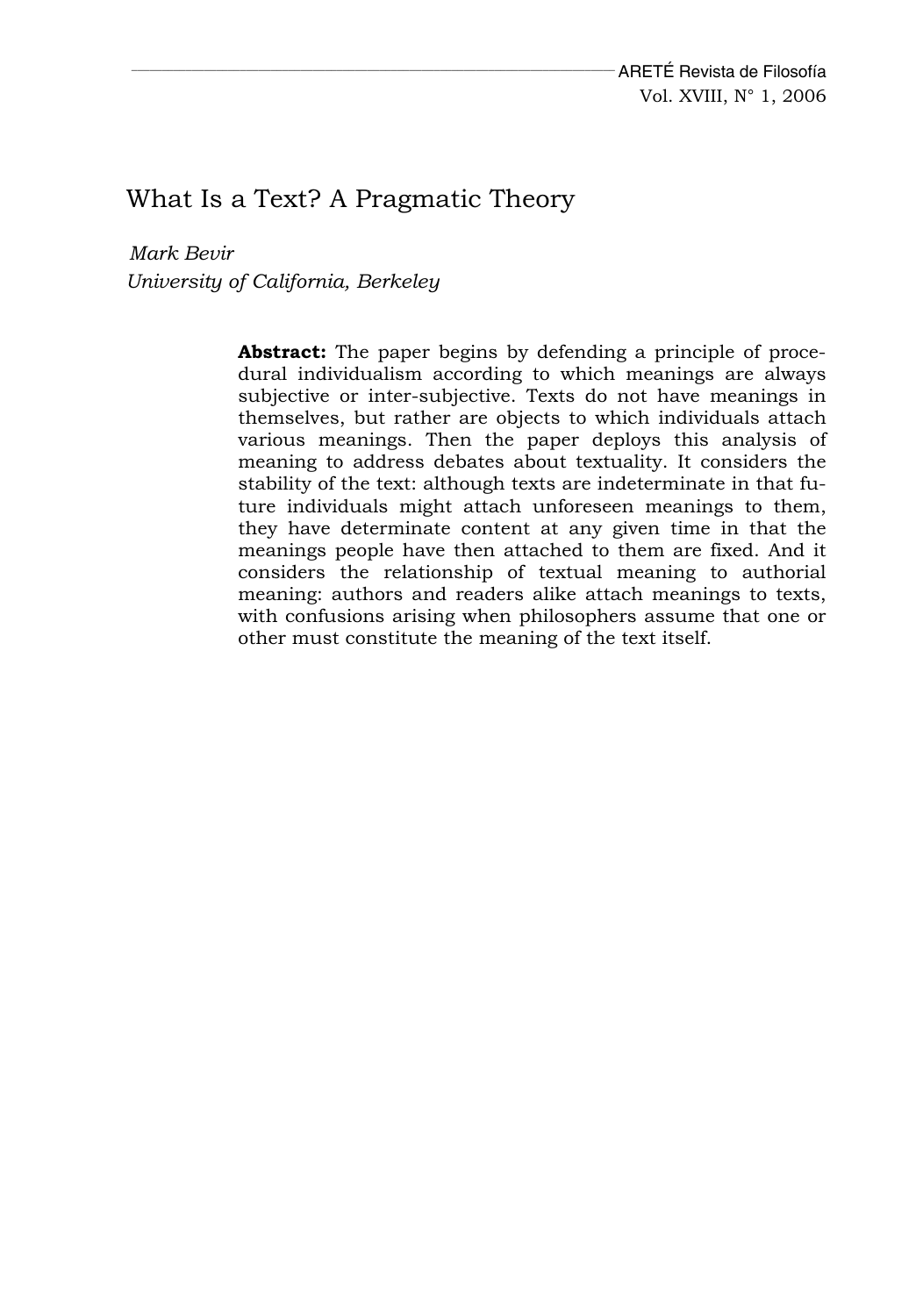# What Is a Text? A Pragmatic Theory

*Mark Bevir*
*University of California, Berkeley*

**Abstract:** The paper begins by defending a principle of procedural individualism according to which meanings are always subjective or inter-subjective. Texts do not have meanings in themselves, but rather are objects to which individuals attach various meanings. Then the paper deploys this analysis of meaning to address debates about textuality. It considers the stability of the text: although texts are indeterminate in that future individuals might attach unforeseen meanings to them, they have determinate content at any given time in that the meanings people have then attached to them are fixed. And it considers the relationship of textual meaning to authorial meaning: authors and readers alike attach meanings to texts, with confusions arising when philosophers assume that one or other must constitute the meaning of the text itself.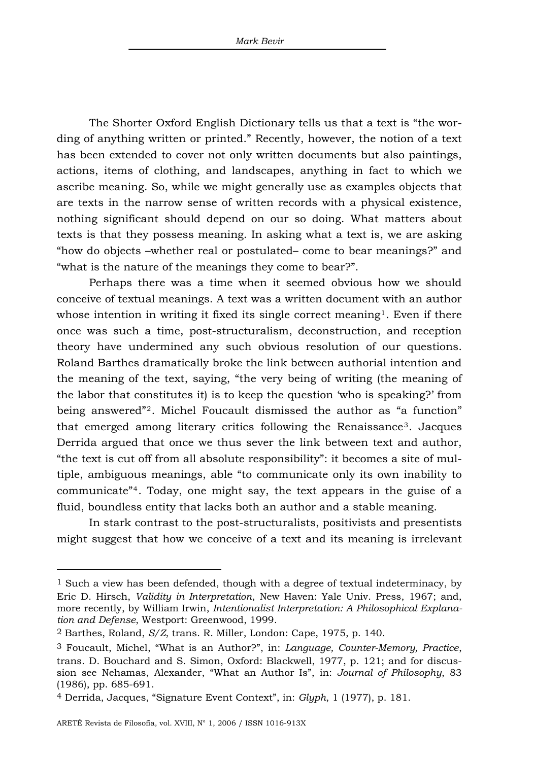The Shorter Oxford English Dictionary tells us that a text is "the wording of anything written or printed." Recently, however, the notion of a text has been extended to cover not only written documents but also paintings, actions, items of clothing, and landscapes, anything in fact to which we ascribe meaning. So, while we might generally use as examples objects that are texts in the narrow sense of written records with a physical existence, nothing significant should depend on our so doing. What matters about texts is that they possess meaning. In asking what a text is, we are asking "how do objects –whether real or postulated– come to bear meanings?" and "what is the nature of the meanings they come to bear?".

Perhaps there was a time when it seemed obvious how we should conceive of textual meanings. A text was a written document with an author whose intention in writing it fixed its single correct meaning[1]. Even if there once was such a time, post-structuralism, deconstruction, and reception theory have undermined any such obvious resolution of our questions. Roland Barthes dramatically broke the link between authorial intention and the meaning of the text, saying, "the very being of writing (the meaning of the labor that constitutes it) is to keep the question 'who is speaking?' from being answered"[2]. Michel Foucault dismissed the author as "a function" that emerged among literary critics following the Renaissance[3]. Jacques Derrida argued that once we thus sever the link between text and author, "the text is cut off from all absolute responsibility": it becomes a site of multiple, ambiguous meanings, able "to communicate only its own inability to communicate"[4]. Today, one might say, the text appears in the guise of a fluid, boundless entity that lacks both an author and a stable meaning.

In stark contrast to the post-structuralists, positivists and presentists might suggest that how we conceive of a text and its meaning is irrelevant

---

[1] Such a view has been defended, though with a degree of textual indeterminacy, by Eric D. Hirsch, *Validity in Interpretation*, New Haven: Yale Univ. Press, 1967; and, more recently, by William Irwin, *Intentionalist Interpretation: A Philosophical Explanation and Defense*, Westport: Greenwood, 1999.

[2] Barthes, Roland, *S/Z*, trans. R. Miller, London: Cape, 1975, p. 140.

[3] Foucault, Michel, "What is an Author?", in: *Language, Counter-Memory, Practice*, trans. D. Bouchard and S. Simon, Oxford: Blackwell, 1977, p. 121; and for discussion see Nehamas, Alexander, "What an Author Is", in: *Journal of Philosophy*, 83 (1986), pp. 685-691.

[4] Derrida, Jacques, "Signature Event Context", in: *Glyph*, 1 (1977), p. 181.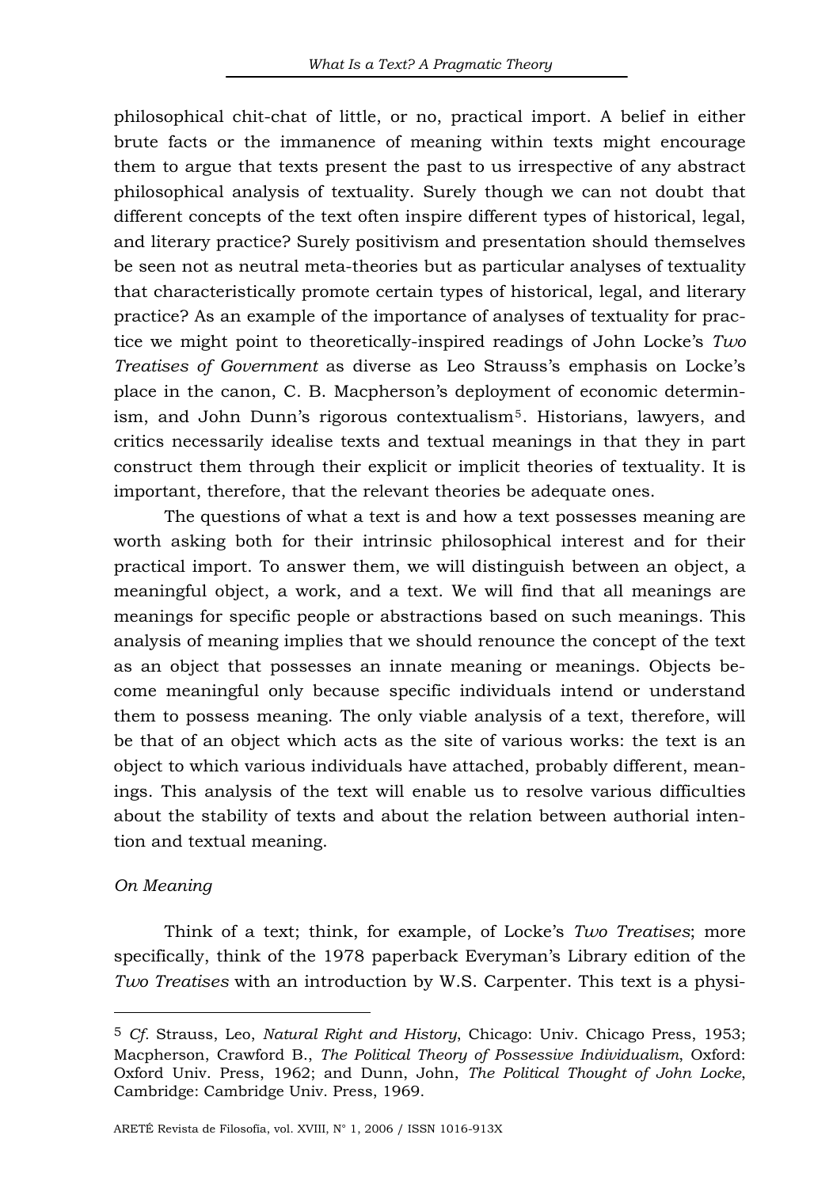philosophical chit-chat of little, or no, practical import. A belief in either brute facts or the immanence of meaning within texts might encourage them to argue that texts present the past to us irrespective of any abstract philosophical analysis of textuality. Surely though we can not doubt that different concepts of the text often inspire different types of historical, legal, and literary practice? Surely positivism and presentation should themselves be seen not as neutral meta-theories but as particular analyses of textuality that characteristically promote certain types of historical, legal, and literary practice? As an example of the importance of analyses of textuality for practice we might point to theoretically-inspired readings of John Locke's *Two Treatises of Government* as diverse as Leo Strauss's emphasis on Locke's place in the canon, C. B. Macpherson's deployment of economic determinism, and John Dunn's rigorous contextualism[5]. Historians, lawyers, and critics necessarily idealise texts and textual meanings in that they in part construct them through their explicit or implicit theories of textuality. It is important, therefore, that the relevant theories be adequate ones.

The questions of what a text is and how a text possesses meaning are worth asking both for their intrinsic philosophical interest and for their practical import. To answer them, we will distinguish between an object, a meaningful object, a work, and a text. We will find that all meanings are meanings for specific people or abstractions based on such meanings. This analysis of meaning implies that we should renounce the concept of the text as an object that possesses an innate meaning or meanings. Objects become meaningful only because specific individuals intend or understand them to possess meaning. The only viable analysis of a text, therefore, will be that of an object which acts as the site of various works: the text is an object to which various individuals have attached, probably different, meanings. This analysis of the text will enable us to resolve various difficulties about the stability of texts and about the relation between authorial intention and textual meaning.

*On Meaning*

Think of a text; think, for example, of Locke's *Two Treatises*; more specifically, think of the 1978 paperback Everyman's Library edition of the *Two Treatises* with an introduction by W.S. Carpenter. This text is a physi-

---

[5] *Cf.* Strauss, Leo, *Natural Right and History*, Chicago: Univ. Chicago Press, 1953; Macpherson, Crawford B., *The Political Theory of Possessive Individualism*, Oxford: Oxford Univ. Press, 1962; and Dunn, John, *The Political Thought of John Locke*, Cambridge: Cambridge Univ. Press, 1969.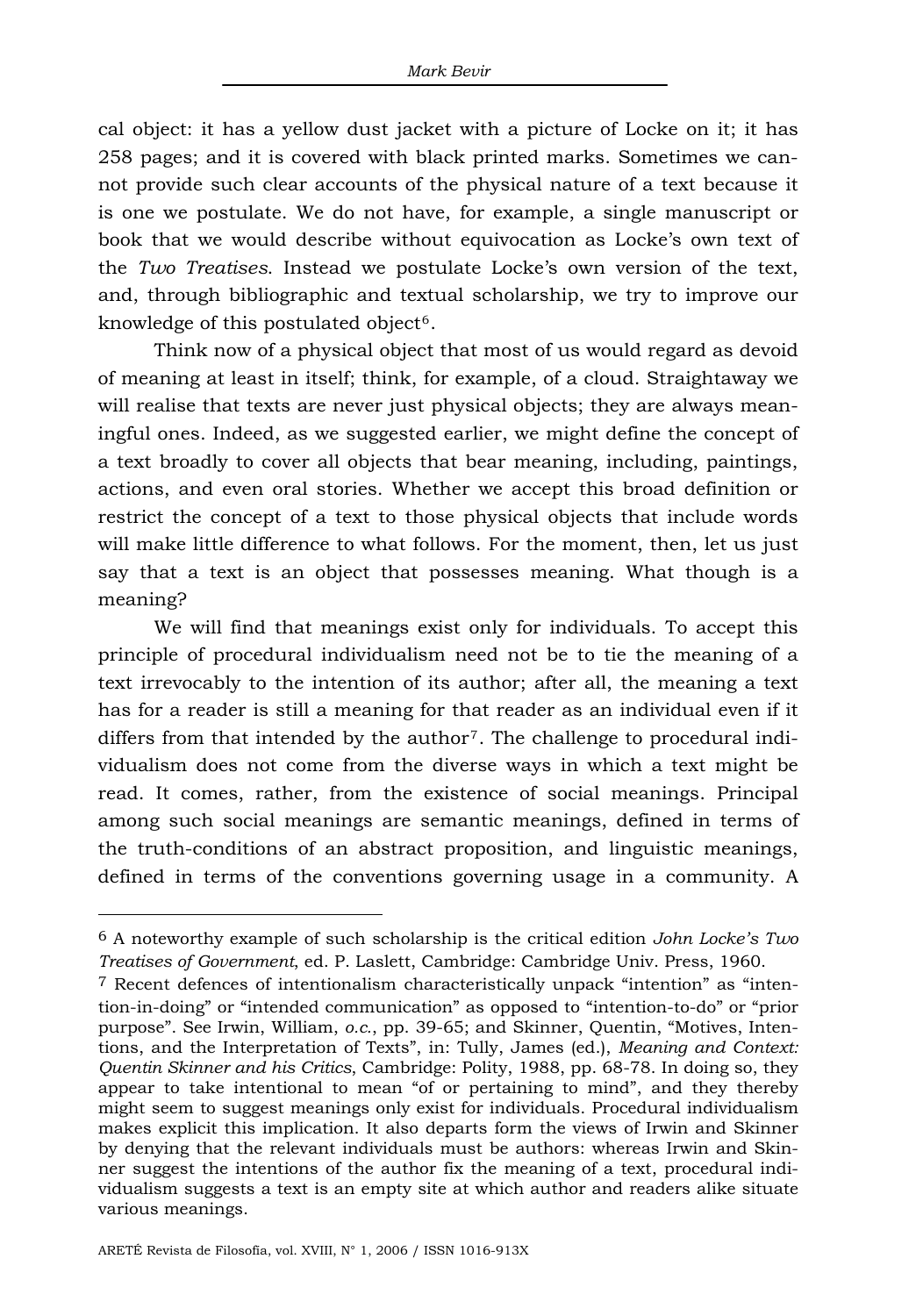cal object: it has a yellow dust jacket with a picture of Locke on it; it has 258 pages; and it is covered with black printed marks. Sometimes we cannot provide such clear accounts of the physical nature of a text because it is one we postulate. We do not have, for example, a single manuscript or book that we would describe without equivocation as Locke's own text of the *Two Treatises*. Instead we postulate Locke's own version of the text, and, through bibliographic and textual scholarship, we try to improve our knowledge of this postulated object[6].

Think now of a physical object that most of us would regard as devoid of meaning at least in itself; think, for example, of a cloud. Straightaway we will realise that texts are never just physical objects; they are always meaningful ones. Indeed, as we suggested earlier, we might define the concept of a text broadly to cover all objects that bear meaning, including, paintings, actions, and even oral stories. Whether we accept this broad definition or restrict the concept of a text to those physical objects that include words will make little difference to what follows. For the moment, then, let us just say that a text is an object that possesses meaning. What though is a meaning?

We will find that meanings exist only for individuals. To accept this principle of procedural individualism need not be to tie the meaning of a text irrevocably to the intention of its author; after all, the meaning a text has for a reader is still a meaning for that reader as an individual even if it differs from that intended by the author[7]. The challenge to procedural individualism does not come from the diverse ways in which a text might be read. It comes, rather, from the existence of social meanings. Principal among such social meanings are semantic meanings, defined in terms of the truth-conditions of an abstract proposition, and linguistic meanings, defined in terms of the conventions governing usage in a community. A

---

[6] A noteworthy example of such scholarship is the critical edition *John Locke's Two Treatises of Government*, ed. P. Laslett, Cambridge: Cambridge Univ. Press, 1960.

[7] Recent defences of intentionalism characteristically unpack "intention" as "intention-in-doing" or "intended communication" as opposed to "intention-to-do" or "prior purpose". See Irwin, William, *o.c.*, pp. 39-65; and Skinner, Quentin, "Motives, Intentions, and the Interpretation of Texts", in: Tully, James (ed.), *Meaning and Context: Quentin Skinner and his Critics*, Cambridge: Polity, 1988, pp. 68-78. In doing so, they appear to take intentional to mean "of or pertaining to mind", and they thereby might seem to suggest meanings only exist for individuals. Procedural individualism makes explicit this implication. It also departs form the views of Irwin and Skinner by denying that the relevant individuals must be authors: whereas Irwin and Skinner suggest the intentions of the author fix the meaning of a text, procedural individualism suggests a text is an empty site at which author and readers alike situate various meanings.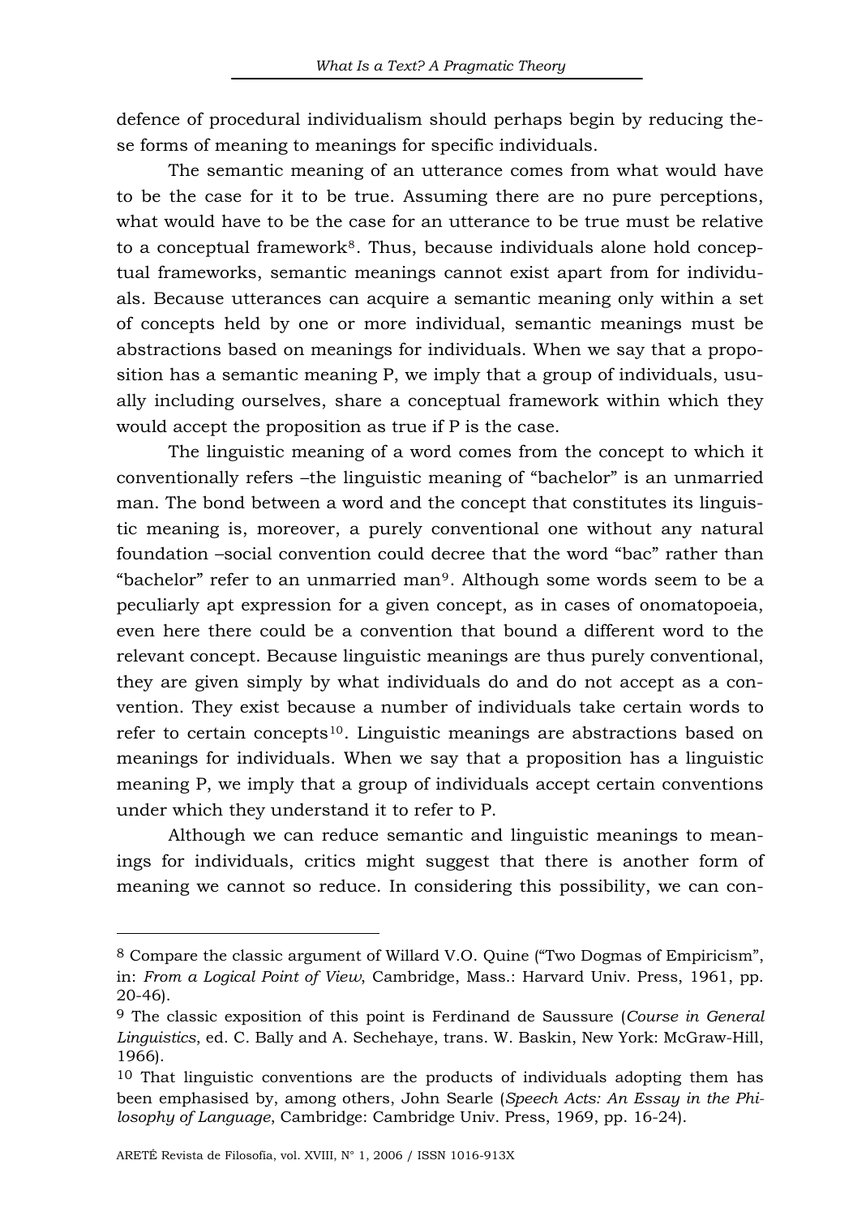defence of procedural individualism should perhaps begin by reducing these forms of meaning to meanings for specific individuals.

The semantic meaning of an utterance comes from what would have to be the case for it to be true. Assuming there are no pure perceptions, what would have to be the case for an utterance to be true must be relative to a conceptual framework[8]. Thus, because individuals alone hold conceptual frameworks, semantic meanings cannot exist apart from for individuals. Because utterances can acquire a semantic meaning only within a set of concepts held by one or more individual, semantic meanings must be abstractions based on meanings for individuals. When we say that a proposition has a semantic meaning P, we imply that a group of individuals, usually including ourselves, share a conceptual framework within which they would accept the proposition as true if P is the case.

The linguistic meaning of a word comes from the concept to which it conventionally refers –the linguistic meaning of "bachelor" is an unmarried man. The bond between a word and the concept that constitutes its linguistic meaning is, moreover, a purely conventional one without any natural foundation –social convention could decree that the word "bac" rather than "bachelor" refer to an unmarried man[9]. Although some words seem to be a peculiarly apt expression for a given concept, as in cases of onomatopoeia, even here there could be a convention that bound a different word to the relevant concept. Because linguistic meanings are thus purely conventional, they are given simply by what individuals do and do not accept as a convention. They exist because a number of individuals take certain words to refer to certain concepts[10]. Linguistic meanings are abstractions based on meanings for individuals. When we say that a proposition has a linguistic meaning P, we imply that a group of individuals accept certain conventions under which they understand it to refer to P.

Although we can reduce semantic and linguistic meanings to meanings for individuals, critics might suggest that there is another form of meaning we cannot so reduce. In considering this possibility, we can con-

---

[8] Compare the classic argument of Willard V.O. Quine ("Two Dogmas of Empiricism", in: *From a Logical Point of View*, Cambridge, Mass.: Harvard Univ. Press, 1961, pp. 20-46).

[9] The classic exposition of this point is Ferdinand de Saussure (*Course in General Linguistics*, ed. C. Bally and A. Sechehaye, trans. W. Baskin, New York: McGraw-Hill, 1966).

[10] That linguistic conventions are the products of individuals adopting them has been emphasised by, among others, John Searle (*Speech Acts: An Essay in the Philosophy of Language*, Cambridge: Cambridge Univ. Press, 1969, pp. 16-24).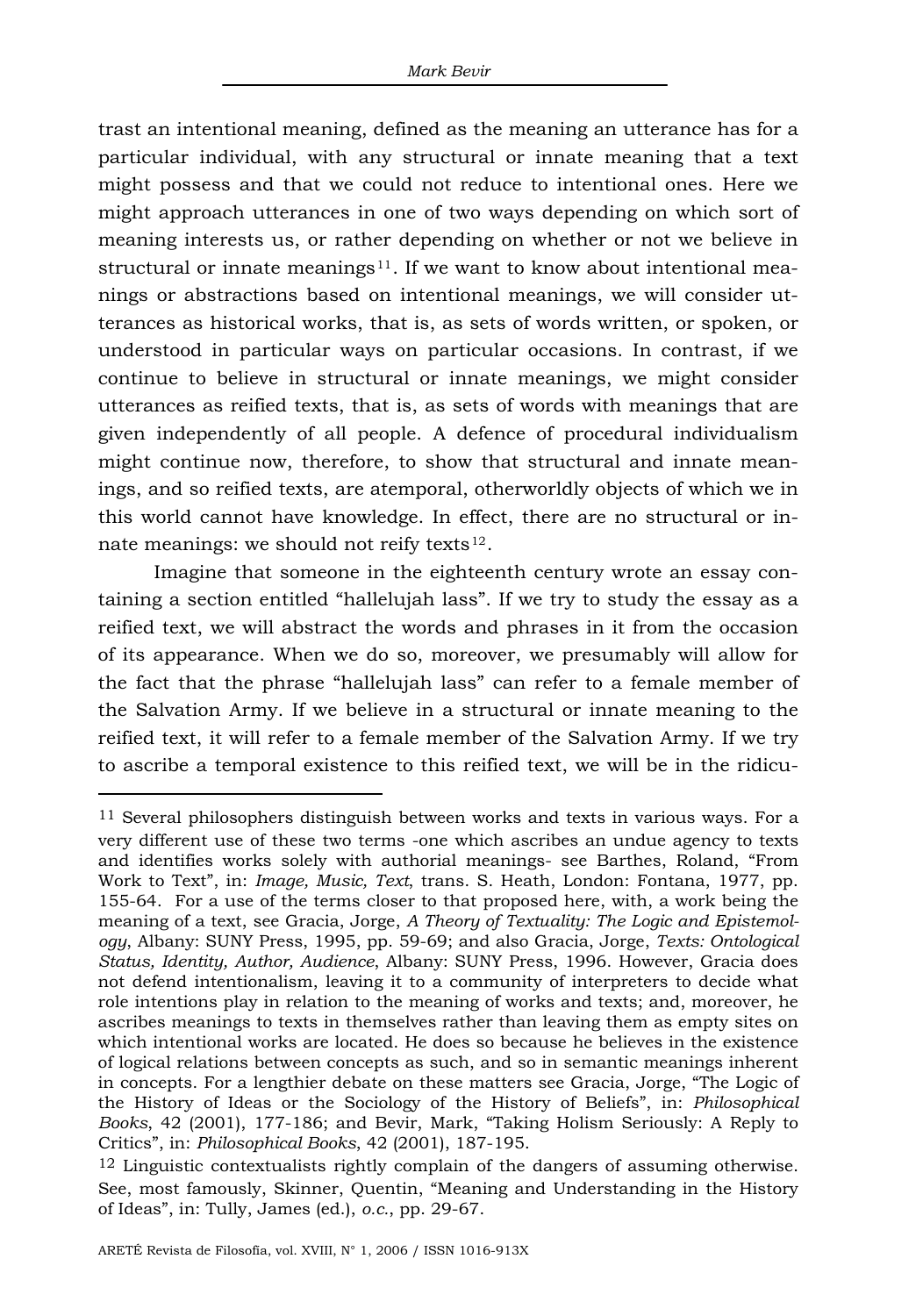trast an intentional meaning, defined as the meaning an utterance has for a particular individual, with any structural or innate meaning that a text might possess and that we could not reduce to intentional ones. Here we might approach utterances in one of two ways depending on which sort of meaning interests us, or rather depending on whether or not we believe in structural or innate meanings[11]. If we want to know about intentional meanings or abstractions based on intentional meanings, we will consider utterances as historical works, that is, as sets of words written, or spoken, or understood in particular ways on particular occasions. In contrast, if we continue to believe in structural or innate meanings, we might consider utterances as reified texts, that is, as sets of words with meanings that are given independently of all people. A defence of procedural individualism might continue now, therefore, to show that structural and innate meanings, and so reified texts, are atemporal, otherworldly objects of which we in this world cannot have knowledge. In effect, there are no structural or innate meanings: we should not reify texts[12].

Imagine that someone in the eighteenth century wrote an essay containing a section entitled "hallelujah lass". If we try to study the essay as a reified text, we will abstract the words and phrases in it from the occasion of its appearance. When we do so, moreover, we presumably will allow for the fact that the phrase "hallelujah lass" can refer to a female member of the Salvation Army. If we believe in a structural or innate meaning to the reified text, it will refer to a female member of the Salvation Army. If we try to ascribe a temporal existence to this reified text, we will be in the ridicu-

---

[11] Several philosophers distinguish between works and texts in various ways. For a very different use of these two terms -one which ascribes an undue agency to texts and identifies works solely with authorial meanings- see Barthes, Roland, "From Work to Text", in: *Image, Music, Text*, trans. S. Heath, London: Fontana, 1977, pp. 155-64. For a use of the terms closer to that proposed here, with, a work being the meaning of a text, see Gracia, Jorge, *A Theory of Textuality: The Logic and Epistemology*, Albany: SUNY Press, 1995, pp. 59-69; and also Gracia, Jorge, *Texts: Ontological Status, Identity, Author, Audience*, Albany: SUNY Press, 1996. However, Gracia does not defend intentionalism, leaving it to a community of interpreters to decide what role intentions play in relation to the meaning of works and texts; and, moreover, he ascribes meanings to texts in themselves rather than leaving them as empty sites on which intentional works are located. He does so because he believes in the existence of logical relations between concepts as such, and so in semantic meanings inherent in concepts. For a lengthier debate on these matters see Gracia, Jorge, "The Logic of the History of Ideas or the Sociology of the History of Beliefs", in: *Philosophical Books*, 42 (2001), 177-186; and Bevir, Mark, "Taking Holism Seriously: A Reply to Critics", in: *Philosophical Books*, 42 (2001), 187-195.

[12] Linguistic contextualists rightly complain of the dangers of assuming otherwise. See, most famously, Skinner, Quentin, "Meaning and Understanding in the History of Ideas", in: Tully, James (ed.), *o.c.*, pp. 29-67.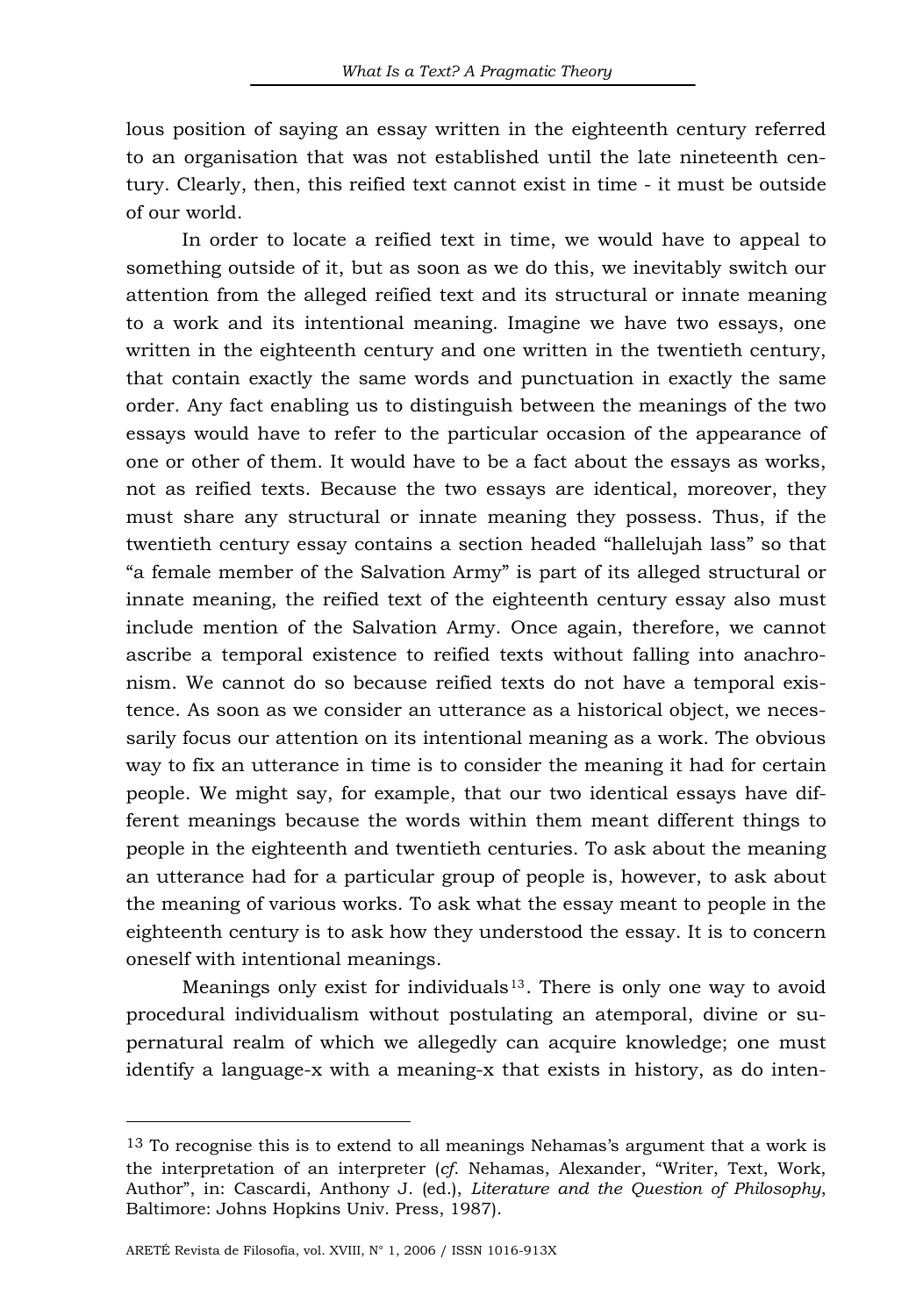lous position of saying an essay written in the eighteenth century referred to an organisation that was not established until the late nineteenth century. Clearly, then, this reified text cannot exist in time - it must be outside of our world.

In order to locate a reified text in time, we would have to appeal to something outside of it, but as soon as we do this, we inevitably switch our attention from the alleged reified text and its structural or innate meaning to a work and its intentional meaning. Imagine we have two essays, one written in the eighteenth century and one written in the twentieth century, that contain exactly the same words and punctuation in exactly the same order. Any fact enabling us to distinguish between the meanings of the two essays would have to refer to the particular occasion of the appearance of one or other of them. It would have to be a fact about the essays as works, not as reified texts. Because the two essays are identical, moreover, they must share any structural or innate meaning they possess. Thus, if the twentieth century essay contains a section headed "hallelujah lass" so that "a female member of the Salvation Army" is part of its alleged structural or innate meaning, the reified text of the eighteenth century essay also must include mention of the Salvation Army. Once again, therefore, we cannot ascribe a temporal existence to reified texts without falling into anachronism. We cannot do so because reified texts do not have a temporal existence. As soon as we consider an utterance as a historical object, we necessarily focus our attention on its intentional meaning as a work. The obvious way to fix an utterance in time is to consider the meaning it had for certain people. We might say, for example, that our two identical essays have different meanings because the words within them meant different things to people in the eighteenth and twentieth centuries. To ask about the meaning an utterance had for a particular group of people is, however, to ask about the meaning of various works. To ask what the essay meant to people in the eighteenth century is to ask how they understood the essay. It is to concern oneself with intentional meanings.

Meanings only exist for individuals[13]. There is only one way to avoid procedural individualism without postulating an atemporal, divine or supernatural realm of which we allegedly can acquire knowledge; one must identify a language-x with a meaning-x that exists in history, as do inten-

---

[13] To recognise this is to extend to all meanings Nehamas's argument that a work is the interpretation of an interpreter (*cf*. Nehamas, Alexander, "Writer, Text, Work, Author", in: Cascardi, Anthony J. (ed.), *Literature and the Question of Philosophy*, Baltimore: Johns Hopkins Univ. Press, 1987).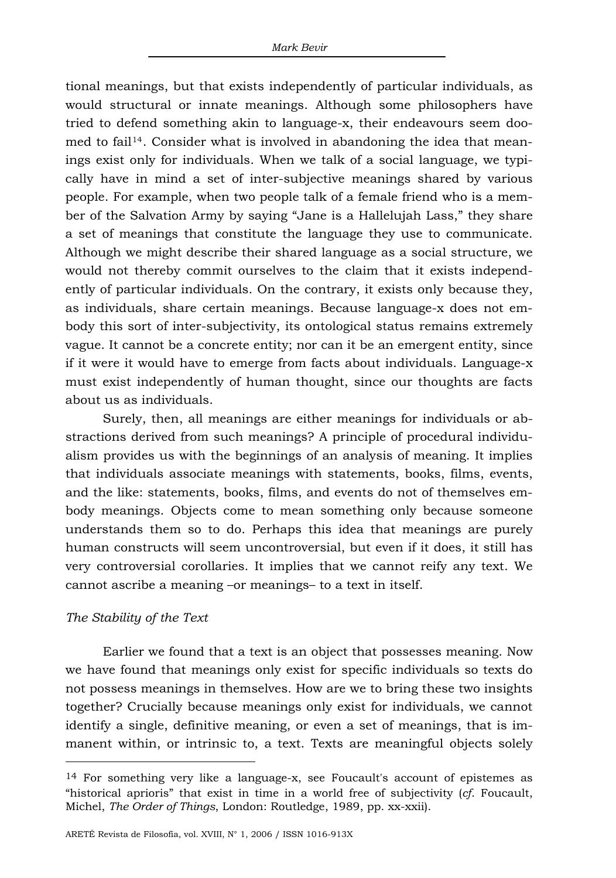tional meanings, but that exists independently of particular individuals, as would structural or innate meanings. Although some philosophers have tried to defend something akin to language-x, their endeavours seem doomed to fail[14]. Consider what is involved in abandoning the idea that meanings exist only for individuals. When we talk of a social language, we typically have in mind a set of inter-subjective meanings shared by various people. For example, when two people talk of a female friend who is a member of the Salvation Army by saying "Jane is a Hallelujah Lass," they share a set of meanings that constitute the language they use to communicate. Although we might describe their shared language as a social structure, we would not thereby commit ourselves to the claim that it exists independently of particular individuals. On the contrary, it exists only because they, as individuals, share certain meanings. Because language-x does not embody this sort of inter-subjectivity, its ontological status remains extremely vague. It cannot be a concrete entity; nor can it be an emergent entity, since if it were it would have to emerge from facts about individuals. Language-x must exist independently of human thought, since our thoughts are facts about us as individuals.

Surely, then, all meanings are either meanings for individuals or abstractions derived from such meanings? A principle of procedural individualism provides us with the beginnings of an analysis of meaning. It implies that individuals associate meanings with statements, books, films, events, and the like: statements, books, films, and events do not of themselves embody meanings. Objects come to mean something only because someone understands them so to do. Perhaps this idea that meanings are purely human constructs will seem uncontroversial, but even if it does, it still has very controversial corollaries. It implies that we cannot reify any text. We cannot ascribe a meaning –or meanings– to a text in itself.

### *The Stability of the Text*

Earlier we found that a text is an object that possesses meaning. Now we have found that meanings only exist for specific individuals so texts do not possess meanings in themselves. How are we to bring these two insights together? Crucially because meanings only exist for individuals, we cannot identify a single, definitive meaning, or even a set of meanings, that is immanent within, or intrinsic to, a text. Texts are meaningful objects solely

---

[14] For something very like a language-x, see Foucault's account of epistemes as "historical aprioris" that exist in time in a world free of subjectivity (*cf.* Foucault, Michel, *The Order of Things*, London: Routledge, 1989, pp. xx-xxii).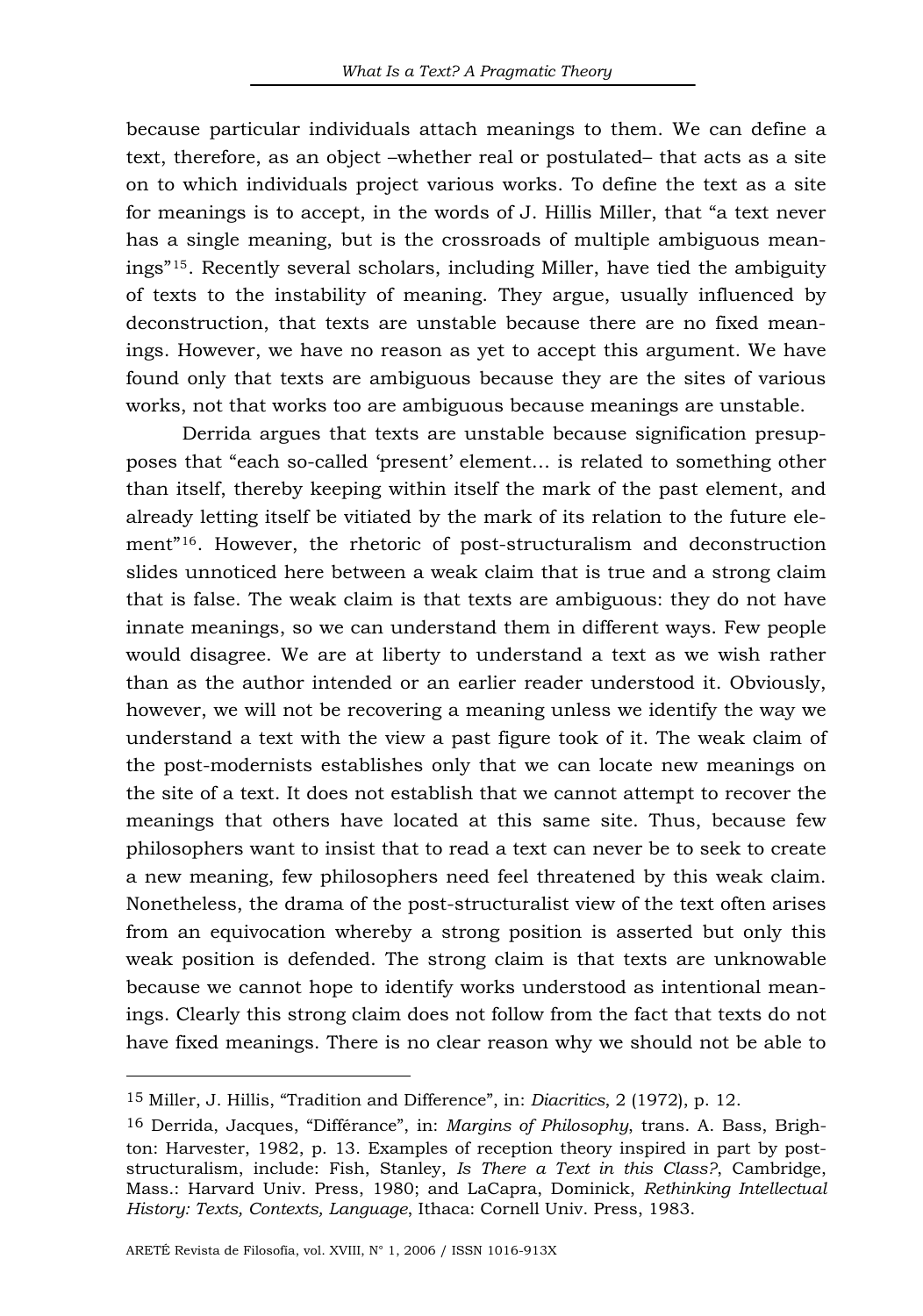because particular individuals attach meanings to them. We can define a text, therefore, as an object –whether real or postulated– that acts as a site on to which individuals project various works. To define the text as a site for meanings is to accept, in the words of J. Hillis Miller, that "a text never has a single meaning, but is the crossroads of multiple ambiguous meanings"[15]. Recently several scholars, including Miller, have tied the ambiguity of texts to the instability of meaning. They argue, usually influenced by deconstruction, that texts are unstable because there are no fixed meanings. However, we have no reason as yet to accept this argument. We have found only that texts are ambiguous because they are the sites of various works, not that works too are ambiguous because meanings are unstable.

Derrida argues that texts are unstable because signification presupposes that "each so-called 'present' element… is related to something other than itself, thereby keeping within itself the mark of the past element, and already letting itself be vitiated by the mark of its relation to the future element"[16]. However, the rhetoric of post-structuralism and deconstruction slides unnoticed here between a weak claim that is true and a strong claim that is false. The weak claim is that texts are ambiguous: they do not have innate meanings, so we can understand them in different ways. Few people would disagree. We are at liberty to understand a text as we wish rather than as the author intended or an earlier reader understood it. Obviously, however, we will not be recovering a meaning unless we identify the way we understand a text with the view a past figure took of it. The weak claim of the post-modernists establishes only that we can locate new meanings on the site of a text. It does not establish that we cannot attempt to recover the meanings that others have located at this same site. Thus, because few philosophers want to insist that to read a text can never be to seek to create a new meaning, few philosophers need feel threatened by this weak claim. Nonetheless, the drama of the post-structuralist view of the text often arises from an equivocation whereby a strong position is asserted but only this weak position is defended. The strong claim is that texts are unknowable because we cannot hope to identify works understood as intentional meanings. Clearly this strong claim does not follow from the fact that texts do not have fixed meanings. There is no clear reason why we should not be able to

---

[15] Miller, J. Hillis, "Tradition and Difference", in: *Diacritics*, 2 (1972), p. 12.

[16] Derrida, Jacques, "Différance", in: *Margins of Philosophy*, trans. A. Bass, Brighton: Harvester, 1982, p. 13. Examples of reception theory inspired in part by post-structuralism, include: Fish, Stanley, *Is There a Text in this Class?*, Cambridge, Mass.: Harvard Univ. Press, 1980; and LaCapra, Dominick, *Rethinking Intellectual History: Texts, Contexts, Language*, Ithaca: Cornell Univ. Press, 1983.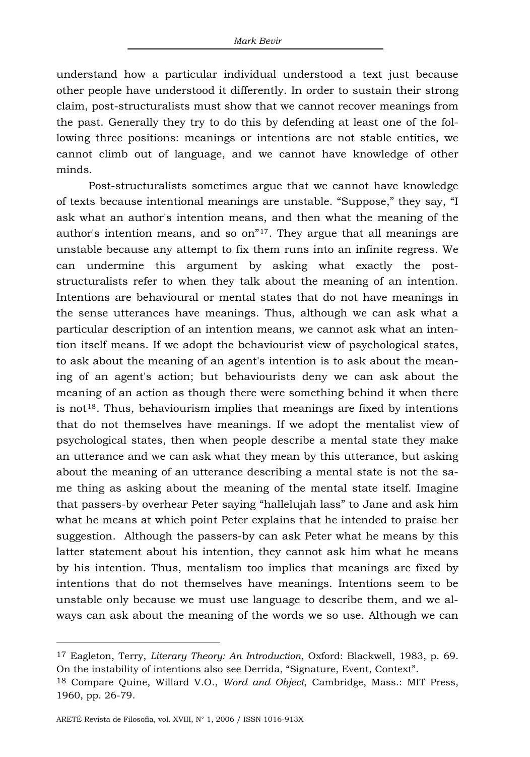understand how a particular individual understood a text just because other people have understood it differently. In order to sustain their strong claim, post-structuralists must show that we cannot recover meanings from the past. Generally they try to do this by defending at least one of the following three positions: meanings or intentions are not stable entities, we cannot climb out of language, and we cannot have knowledge of other minds.

Post-structuralists sometimes argue that we cannot have knowledge of texts because intentional meanings are unstable. "Suppose," they say, "I ask what an author's intention means, and then what the meaning of the author's intention means, and so on"[17]. They argue that all meanings are unstable because any attempt to fix them runs into an infinite regress. We can undermine this argument by asking what exactly the post-structuralists refer to when they talk about the meaning of an intention. Intentions are behavioural or mental states that do not have meanings in the sense utterances have meanings. Thus, although we can ask what a particular description of an intention means, we cannot ask what an intention itself means. If we adopt the behaviourist view of psychological states, to ask about the meaning of an agent's intention is to ask about the meaning of an agent's action; but behaviourists deny we can ask about the meaning of an action as though there were something behind it when there is not[18]. Thus, behaviourism implies that meanings are fixed by intentions that do not themselves have meanings. If we adopt the mentalist view of psychological states, then when people describe a mental state they make an utterance and we can ask what they mean by this utterance, but asking about the meaning of an utterance describing a mental state is not the same thing as asking about the meaning of the mental state itself. Imagine that passers-by overhear Peter saying "hallelujah lass" to Jane and ask him what he means at which point Peter explains that he intended to praise her suggestion. Although the passers-by can ask Peter what he means by this latter statement about his intention, they cannot ask him what he means by his intention. Thus, mentalism too implies that meanings are fixed by intentions that do not themselves have meanings. Intentions seem to be unstable only because we must use language to describe them, and we always can ask about the meaning of the words we so use. Although we can

---

[17] Eagleton, Terry, *Literary Theory: An Introduction*, Oxford: Blackwell, 1983, p. 69. On the instability of intentions also see Derrida, "Signature, Event, Context".

[18] Compare Quine, Willard V.O., *Word and Object*, Cambridge, Mass.: MIT Press, 1960, pp. 26-79.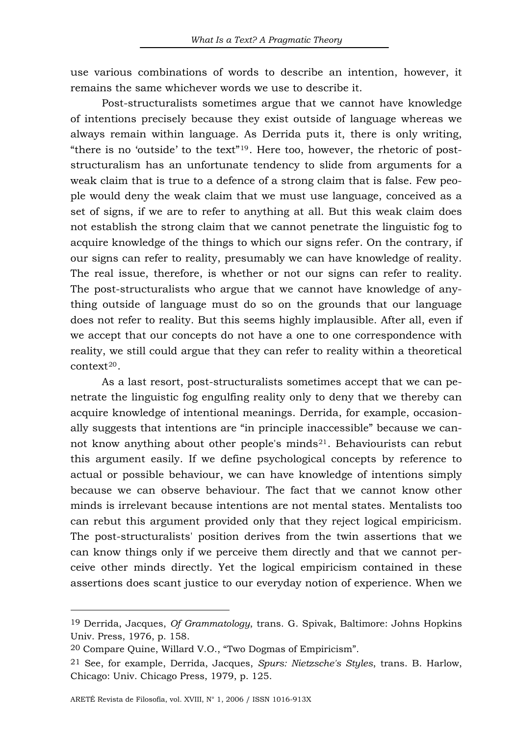use various combinations of words to describe an intention, however, it remains the same whichever words we use to describe it.

Post-structuralists sometimes argue that we cannot have knowledge of intentions precisely because they exist outside of language whereas we always remain within language. As Derrida puts it, there is only writing, "there is no 'outside' to the text"[19]. Here too, however, the rhetoric of post-structuralism has an unfortunate tendency to slide from arguments for a weak claim that is true to a defence of a strong claim that is false. Few people would deny the weak claim that we must use language, conceived as a set of signs, if we are to refer to anything at all. But this weak claim does not establish the strong claim that we cannot penetrate the linguistic fog to acquire knowledge of the things to which our signs refer. On the contrary, if our signs can refer to reality, presumably we can have knowledge of reality. The real issue, therefore, is whether or not our signs can refer to reality. The post-structuralists who argue that we cannot have knowledge of anything outside of language must do so on the grounds that our language does not refer to reality. But this seems highly implausible. After all, even if we accept that our concepts do not have a one to one correspondence with reality, we still could argue that they can refer to reality within a theoretical context[20].

As a last resort, post-structuralists sometimes accept that we can penetrate the linguistic fog engulfing reality only to deny that we thereby can acquire knowledge of intentional meanings. Derrida, for example, occasionally suggests that intentions are "in principle inaccessible" because we cannot know anything about other people's minds[21]. Behaviourists can rebut this argument easily. If we define psychological concepts by reference to actual or possible behaviour, we can have knowledge of intentions simply because we can observe behaviour. The fact that we cannot know other minds is irrelevant because intentions are not mental states. Mentalists too can rebut this argument provided only that they reject logical empiricism. The post-structuralists' position derives from the twin assertions that we can know things only if we perceive them directly and that we cannot perceive other minds directly. Yet the logical empiricism contained in these assertions does scant justice to our everyday notion of experience. When we

---

[19] Derrida, Jacques, *Of Grammatology*, trans. G. Spivak, Baltimore: Johns Hopkins Univ. Press, 1976, p. 158.

[20] Compare Quine, Willard V.O., "Two Dogmas of Empiricism".

[21] See, for example, Derrida, Jacques, *Spurs: Nietzsche's Styles*, trans. B. Harlow, Chicago: Univ. Chicago Press, 1979, p. 125.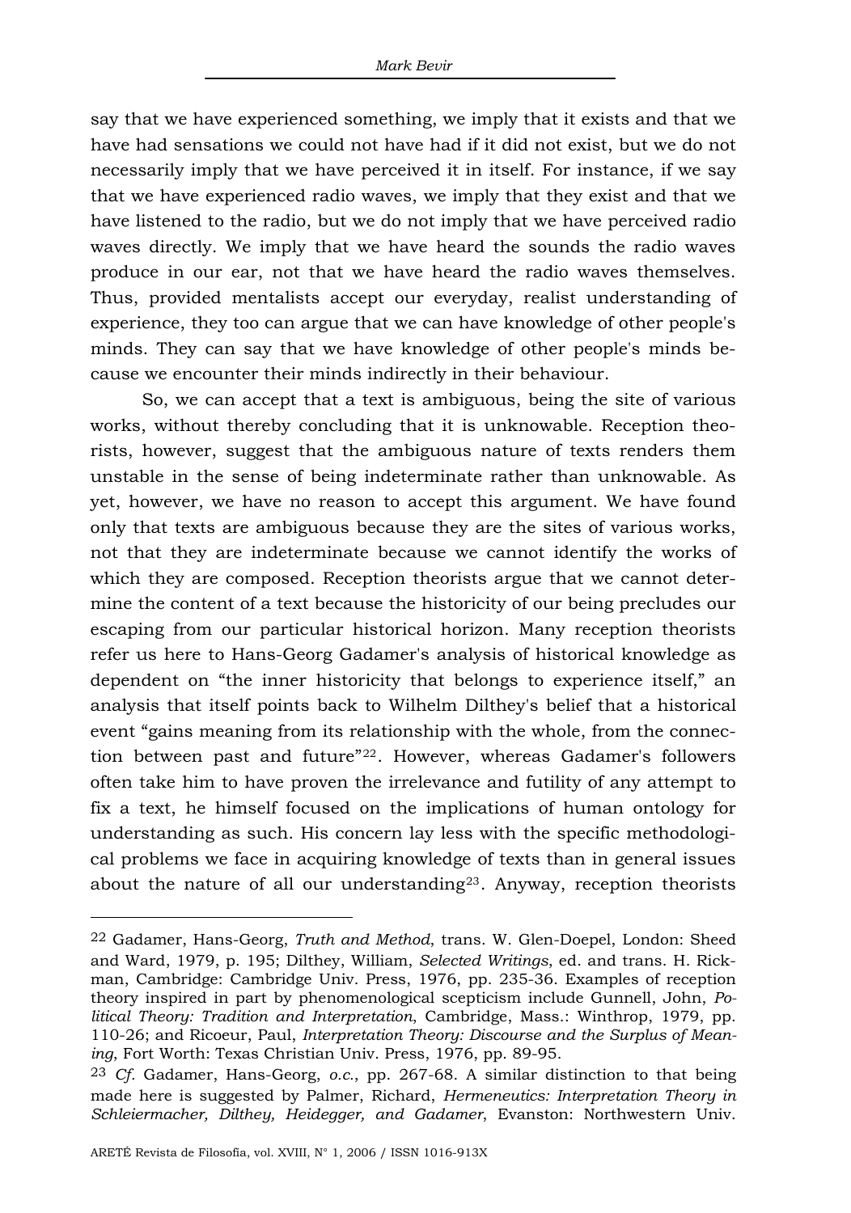say that we have experienced something, we imply that it exists and that we have had sensations we could not have had if it did not exist, but we do not necessarily imply that we have perceived it in itself. For instance, if we say that we have experienced radio waves, we imply that they exist and that we have listened to the radio, but we do not imply that we have perceived radio waves directly. We imply that we have heard the sounds the radio waves produce in our ear, not that we have heard the radio waves themselves. Thus, provided mentalists accept our everyday, realist understanding of experience, they too can argue that we can have knowledge of other people's minds. They can say that we have knowledge of other people's minds because we encounter their minds indirectly in their behaviour.

So, we can accept that a text is ambiguous, being the site of various works, without thereby concluding that it is unknowable. Reception theorists, however, suggest that the ambiguous nature of texts renders them unstable in the sense of being indeterminate rather than unknowable. As yet, however, we have no reason to accept this argument. We have found only that texts are ambiguous because they are the sites of various works, not that they are indeterminate because we cannot identify the works of which they are composed. Reception theorists argue that we cannot determine the content of a text because the historicity of our being precludes our escaping from our particular historical horizon. Many reception theorists refer us here to Hans-Georg Gadamer's analysis of historical knowledge as dependent on "the inner historicity that belongs to experience itself," an analysis that itself points back to Wilhelm Dilthey's belief that a historical event "gains meaning from its relationship with the whole, from the connection between past and future"[22]. However, whereas Gadamer's followers often take him to have proven the irrelevance and futility of any attempt to fix a text, he himself focused on the implications of human ontology for understanding as such. His concern lay less with the specific methodological problems we face in acquiring knowledge of texts than in general issues about the nature of all our understanding[23]. Anyway, reception theorists

---

[22] Gadamer, Hans-Georg, *Truth and Method*, trans. W. Glen-Doepel, London: Sheed and Ward, 1979, p. 195; Dilthey, William, *Selected Writings*, ed. and trans. H. Rickman, Cambridge: Cambridge Univ. Press, 1976, pp. 235-36. Examples of reception theory inspired in part by phenomenological scepticism include Gunnell, John, *Political Theory: Tradition and Interpretation*, Cambridge, Mass.: Winthrop, 1979, pp. 110-26; and Ricoeur, Paul, *Interpretation Theory: Discourse and the Surplus of Meaning*, Fort Worth: Texas Christian Univ. Press, 1976, pp. 89-95.

[23] *Cf.* Gadamer, Hans-Georg, *o.c.*, pp. 267-68. A similar distinction to that being made here is suggested by Palmer, Richard, *Hermeneutics: Interpretation Theory in Schleiermacher, Dilthey, Heidegger, and Gadamer*, Evanston: Northwestern Univ.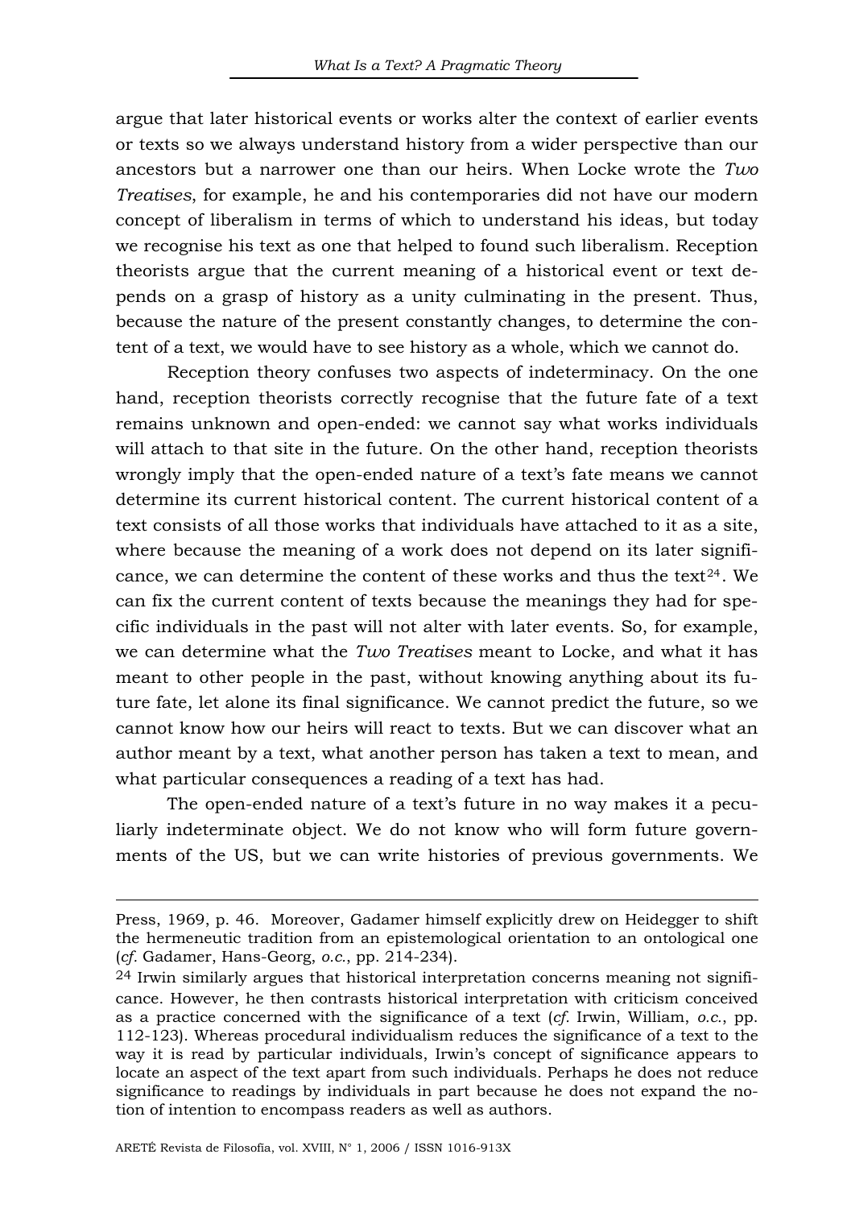argue that later historical events or works alter the context of earlier events or texts so we always understand history from a wider perspective than our ancestors but a narrower one than our heirs. When Locke wrote the *Two Treatises*, for example, he and his contemporaries did not have our modern concept of liberalism in terms of which to understand his ideas, but today we recognise his text as one that helped to found such liberalism. Reception theorists argue that the current meaning of a historical event or text depends on a grasp of history as a unity culminating in the present. Thus, because the nature of the present constantly changes, to determine the content of a text, we would have to see history as a whole, which we cannot do.

Reception theory confuses two aspects of indeterminacy. On the one hand, reception theorists correctly recognise that the future fate of a text remains unknown and open-ended: we cannot say what works individuals will attach to that site in the future. On the other hand, reception theorists wrongly imply that the open-ended nature of a text's fate means we cannot determine its current historical content. The current historical content of a text consists of all those works that individuals have attached to it as a site, where because the meaning of a work does not depend on its later significance, we can determine the content of these works and thus the text[24]. We can fix the current content of texts because the meanings they had for specific individuals in the past will not alter with later events. So, for example, we can determine what the *Two Treatises* meant to Locke, and what it has meant to other people in the past, without knowing anything about its future fate, let alone its final significance. We cannot predict the future, so we cannot know how our heirs will react to texts. But we can discover what an author meant by a text, what another person has taken a text to mean, and what particular consequences a reading of a text has had.

The open-ended nature of a text's future in no way makes it a peculiarly indeterminate object. We do not know who will form future governments of the US, but we can write histories of previous governments. We

---

Press, 1969, p. 46. Moreover, Gadamer himself explicitly drew on Heidegger to shift the hermeneutic tradition from an epistemological orientation to an ontological one (*cf*. Gadamer, Hans-Georg, *o.c.*, pp. 214-234).

[24] Irwin similarly argues that historical interpretation concerns meaning not significance. However, he then contrasts historical interpretation with criticism conceived as a practice concerned with the significance of a text (*cf*. Irwin, William, *o.c.*, pp. 112-123). Whereas procedural individualism reduces the significance of a text to the way it is read by particular individuals, Irwin's concept of significance appears to locate an aspect of the text apart from such individuals. Perhaps he does not reduce significance to readings by individuals in part because he does not expand the notion of intention to encompass readers as well as authors.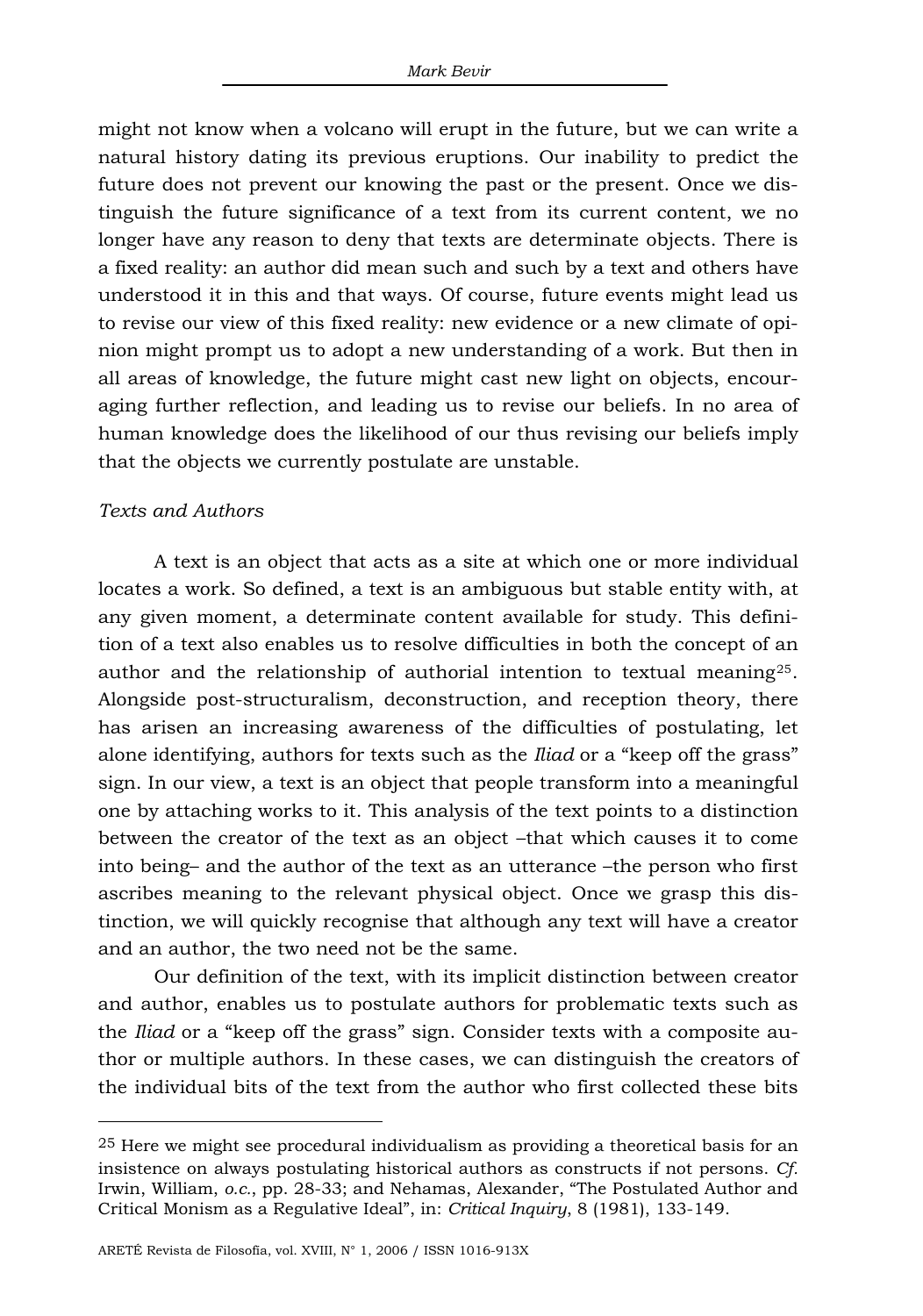might not know when a volcano will erupt in the future, but we can write a natural history dating its previous eruptions. Our inability to predict the future does not prevent our knowing the past or the present. Once we distinguish the future significance of a text from its current content, we no longer have any reason to deny that texts are determinate objects. There is a fixed reality: an author did mean such and such by a text and others have understood it in this and that ways. Of course, future events might lead us to revise our view of this fixed reality: new evidence or a new climate of opinion might prompt us to adopt a new understanding of a work. But then in all areas of knowledge, the future might cast new light on objects, encouraging further reflection, and leading us to revise our beliefs. In no area of human knowledge does the likelihood of our thus revising our beliefs imply that the objects we currently postulate are unstable.

*Texts and Authors*

A text is an object that acts as a site at which one or more individual locates a work. So defined, a text is an ambiguous but stable entity with, at any given moment, a determinate content available for study. This definition of a text also enables us to resolve difficulties in both the concept of an author and the relationship of authorial intention to textual meaning[25]. Alongside post-structuralism, deconstruction, and reception theory, there has arisen an increasing awareness of the difficulties of postulating, let alone identifying, authors for texts such as the *Iliad* or a "keep off the grass" sign. In our view, a text is an object that people transform into a meaningful one by attaching works to it. This analysis of the text points to a distinction between the creator of the text as an object –that which causes it to come into being– and the author of the text as an utterance –the person who first ascribes meaning to the relevant physical object. Once we grasp this distinction, we will quickly recognise that although any text will have a creator and an author, the two need not be the same.

Our definition of the text, with its implicit distinction between creator and author, enables us to postulate authors for problematic texts such as the *Iliad* or a "keep off the grass" sign. Consider texts with a composite author or multiple authors. In these cases, we can distinguish the creators of the individual bits of the text from the author who first collected these bits

---

[25] Here we might see procedural individualism as providing a theoretical basis for an insistence on always postulating historical authors as constructs if not persons. *Cf.* Irwin, William, *o.c.*, pp. 28-33; and Nehamas, Alexander, "The Postulated Author and Critical Monism as a Regulative Ideal", in: *Critical Inquiry*, 8 (1981), 133-149.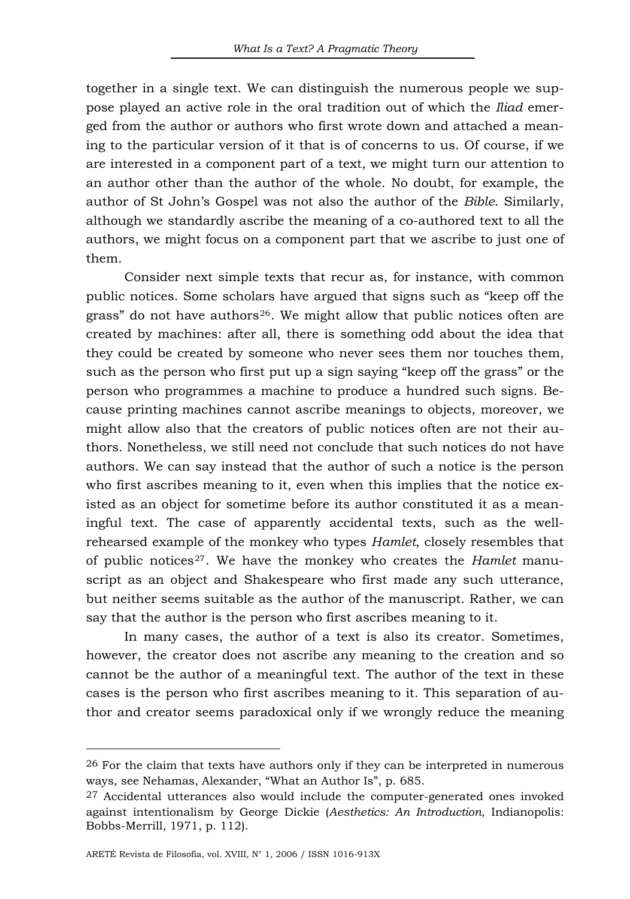together in a single text. We can distinguish the numerous people we suppose played an active role in the oral tradition out of which the *Iliad* emerged from the author or authors who first wrote down and attached a meaning to the particular version of it that is of concerns to us. Of course, if we are interested in a component part of a text, we might turn our attention to an author other than the author of the whole. No doubt, for example, the author of St John's Gospel was not also the author of the *Bible*. Similarly, although we standardly ascribe the meaning of a co-authored text to all the authors, we might focus on a component part that we ascribe to just one of them.

Consider next simple texts that recur as, for instance, with common public notices. Some scholars have argued that signs such as "keep off the grass" do not have authors[26]. We might allow that public notices often are created by machines: after all, there is something odd about the idea that they could be created by someone who never sees them nor touches them, such as the person who first put up a sign saying "keep off the grass" or the person who programmes a machine to produce a hundred such signs. Because printing machines cannot ascribe meanings to objects, moreover, we might allow also that the creators of public notices often are not their authors. Nonetheless, we still need not conclude that such notices do not have authors. We can say instead that the author of such a notice is the person who first ascribes meaning to it, even when this implies that the notice existed as an object for sometime before its author constituted it as a meaningful text. The case of apparently accidental texts, such as the well-rehearsed example of the monkey who types *Hamlet*, closely resembles that of public notices[27]. We have the monkey who creates the *Hamlet* manuscript as an object and Shakespeare who first made any such utterance, but neither seems suitable as the author of the manuscript. Rather, we can say that the author is the person who first ascribes meaning to it.

In many cases, the author of a text is also its creator. Sometimes, however, the creator does not ascribe any meaning to the creation and so cannot be the author of a meaningful text. The author of the text in these cases is the person who first ascribes meaning to it. This separation of author and creator seems paradoxical only if we wrongly reduce the meaning

---

[26] For the claim that texts have authors only if they can be interpreted in numerous ways, see Nehamas, Alexander, "What an Author Is", p. 685.

[27] Accidental utterances also would include the computer-generated ones invoked against intentionalism by George Dickie (*Aesthetics: An Introduction*, Indianapolis: Bobbs-Merrill, 1971, p. 112).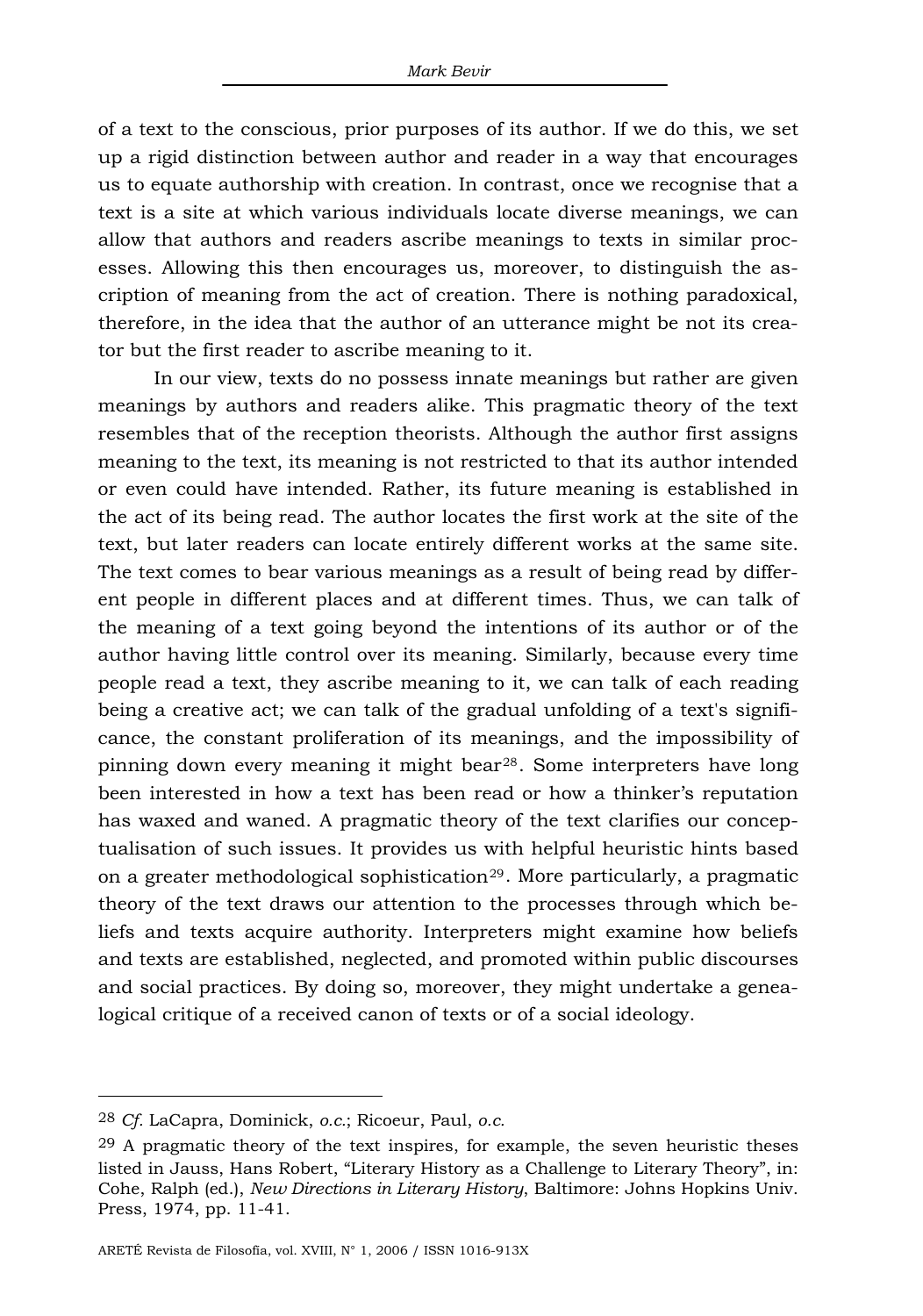of a text to the conscious, prior purposes of its author. If we do this, we set up a rigid distinction between author and reader in a way that encourages us to equate authorship with creation. In contrast, once we recognise that a text is a site at which various individuals locate diverse meanings, we can allow that authors and readers ascribe meanings to texts in similar processes. Allowing this then encourages us, moreover, to distinguish the ascription of meaning from the act of creation. There is nothing paradoxical, therefore, in the idea that the author of an utterance might be not its creator but the first reader to ascribe meaning to it.

In our view, texts do no possess innate meanings but rather are given meanings by authors and readers alike. This pragmatic theory of the text resembles that of the reception theorists. Although the author first assigns meaning to the text, its meaning is not restricted to that its author intended or even could have intended. Rather, its future meaning is established in the act of its being read. The author locates the first work at the site of the text, but later readers can locate entirely different works at the same site. The text comes to bear various meanings as a result of being read by different people in different places and at different times. Thus, we can talk of the meaning of a text going beyond the intentions of its author or of the author having little control over its meaning. Similarly, because every time people read a text, they ascribe meaning to it, we can talk of each reading being a creative act; we can talk of the gradual unfolding of a text's significance, the constant proliferation of its meanings, and the impossibility of pinning down every meaning it might bear[28]. Some interpreters have long been interested in how a text has been read or how a thinker's reputation has waxed and waned. A pragmatic theory of the text clarifies our conceptualisation of such issues. It provides us with helpful heuristic hints based on a greater methodological sophistication[29]. More particularly, a pragmatic theory of the text draws our attention to the processes through which beliefs and texts acquire authority. Interpreters might examine how beliefs and texts are established, neglected, and promoted within public discourses and social practices. By doing so, moreover, they might undertake a genealogical critique of a received canon of texts or of a social ideology.

---

[28] *Cf.* LaCapra, Dominick, *o.c.*; Ricoeur, Paul, *o.c.*

[29] A pragmatic theory of the text inspires, for example, the seven heuristic theses listed in Jauss, Hans Robert, "Literary History as a Challenge to Literary Theory", in: Cohe, Ralph (ed.), *New Directions in Literary History*, Baltimore: Johns Hopkins Univ. Press, 1974, pp. 11-41.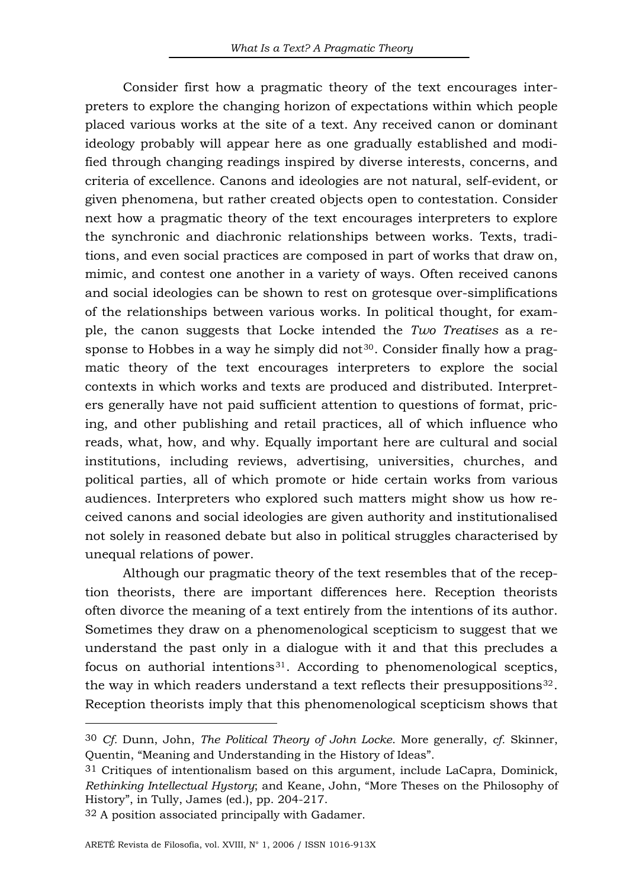Consider first how a pragmatic theory of the text encourages interpreters to explore the changing horizon of expectations within which people placed various works at the site of a text. Any received canon or dominant ideology probably will appear here as one gradually established and modified through changing readings inspired by diverse interests, concerns, and criteria of excellence. Canons and ideologies are not natural, self-evident, or given phenomena, but rather created objects open to contestation. Consider next how a pragmatic theory of the text encourages interpreters to explore the synchronic and diachronic relationships between works. Texts, traditions, and even social practices are composed in part of works that draw on, mimic, and contest one another in a variety of ways. Often received canons and social ideologies can be shown to rest on grotesque over-simplifications of the relationships between various works. In political thought, for example, the canon suggests that Locke intended the *Two Treatises* as a response to Hobbes in a way he simply did not[30]. Consider finally how a pragmatic theory of the text encourages interpreters to explore the social contexts in which works and texts are produced and distributed. Interpreters generally have not paid sufficient attention to questions of format, pricing, and other publishing and retail practices, all of which influence who reads, what, how, and why. Equally important here are cultural and social institutions, including reviews, advertising, universities, churches, and political parties, all of which promote or hide certain works from various audiences. Interpreters who explored such matters might show us how received canons and social ideologies are given authority and institutionalised not solely in reasoned debate but also in political struggles characterised by unequal relations of power.

Although our pragmatic theory of the text resembles that of the reception theorists, there are important differences here. Reception theorists often divorce the meaning of a text entirely from the intentions of its author. Sometimes they draw on a phenomenological scepticism to suggest that we understand the past only in a dialogue with it and that this precludes a focus on authorial intentions[31]. According to phenomenological sceptics, the way in which readers understand a text reflects their presuppositions[32]. Reception theorists imply that this phenomenological scepticism shows that

---

[30] *Cf.* Dunn, John, *The Political Theory of John Locke*. More generally, *cf.* Skinner, Quentin, "Meaning and Understanding in the History of Ideas".

[31] Critiques of intentionalism based on this argument, include LaCapra, Dominick, *Rethinking Intellectual Hystory*; and Keane, John, "More Theses on the Philosophy of History", in Tully, James (ed.), pp. 204-217.

[32] A position associated principally with Gadamer.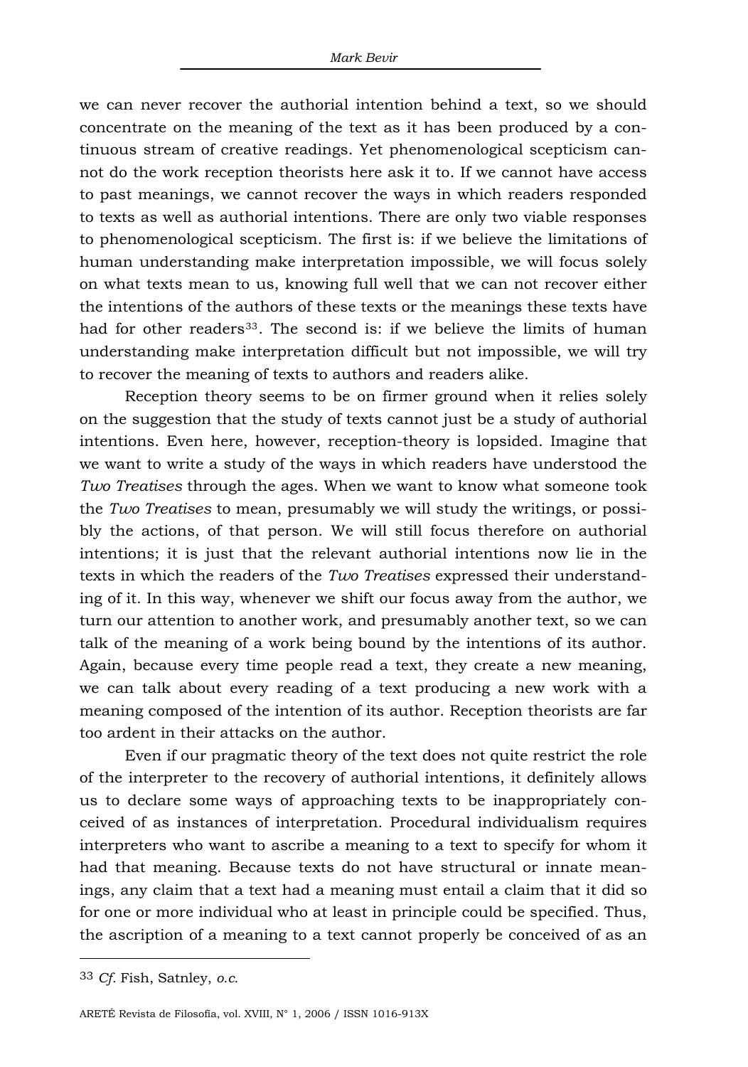we can never recover the authorial intention behind a text, so we should concentrate on the meaning of the text as it has been produced by a continuous stream of creative readings. Yet phenomenological scepticism cannot do the work reception theorists here ask it to. If we cannot have access to past meanings, we cannot recover the ways in which readers responded to texts as well as authorial intentions. There are only two viable responses to phenomenological scepticism. The first is: if we believe the limitations of human understanding make interpretation impossible, we will focus solely on what texts mean to us, knowing full well that we can not recover either the intentions of the authors of these texts or the meanings these texts have had for other readers[33]. The second is: if we believe the limits of human understanding make interpretation difficult but not impossible, we will try to recover the meaning of texts to authors and readers alike.

Reception theory seems to be on firmer ground when it relies solely on the suggestion that the study of texts cannot just be a study of authorial intentions. Even here, however, reception-theory is lopsided. Imagine that we want to write a study of the ways in which readers have understood the *Two Treatises* through the ages. When we want to know what someone took the *Two Treatises* to mean, presumably we will study the writings, or possibly the actions, of that person. We will still focus therefore on authorial intentions; it is just that the relevant authorial intentions now lie in the texts in which the readers of the *Two Treatises* expressed their understanding of it. In this way, whenever we shift our focus away from the author, we turn our attention to another work, and presumably another text, so we can talk of the meaning of a work being bound by the intentions of its author. Again, because every time people read a text, they create a new meaning, we can talk about every reading of a text producing a new work with a meaning composed of the intention of its author. Reception theorists are far too ardent in their attacks on the author.

Even if our pragmatic theory of the text does not quite restrict the role of the interpreter to the recovery of authorial intentions, it definitely allows us to declare some ways of approaching texts to be inappropriately conceived of as instances of interpretation. Procedural individualism requires interpreters who want to ascribe a meaning to a text to specify for whom it had that meaning. Because texts do not have structural or innate meanings, any claim that a text had a meaning must entail a claim that it did so for one or more individual who at least in principle could be specified. Thus, the ascription of a meaning to a text cannot properly be conceived of as an

---

[33] *Cf.* Fish, Satnley, *o.c.*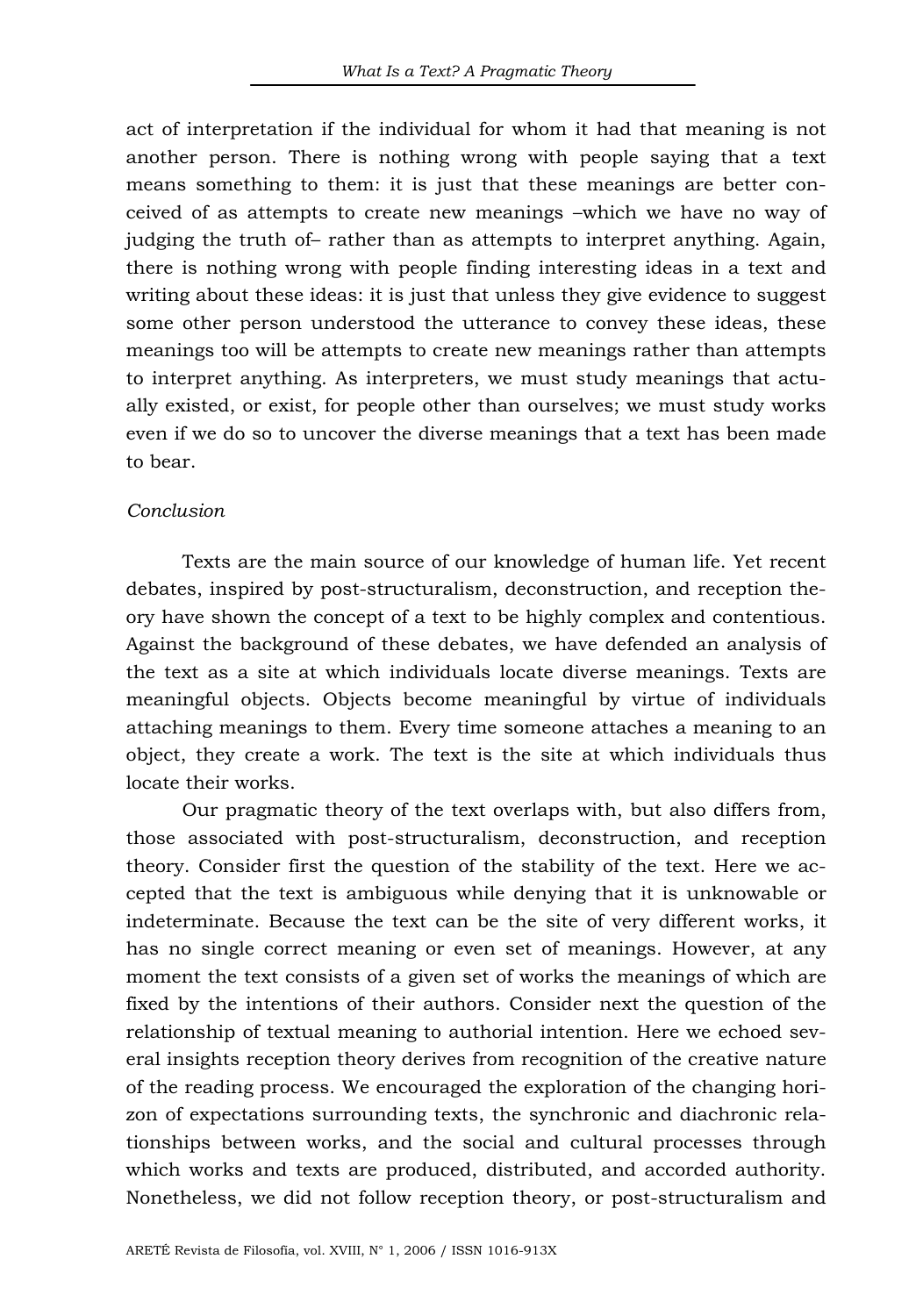act of interpretation if the individual for whom it had that meaning is not another person. There is nothing wrong with people saying that a text means something to them: it is just that these meanings are better conceived of as attempts to create new meanings –which we have no way of judging the truth of– rather than as attempts to interpret anything. Again, there is nothing wrong with people finding interesting ideas in a text and writing about these ideas: it is just that unless they give evidence to suggest some other person understood the utterance to convey these ideas, these meanings too will be attempts to create new meanings rather than attempts to interpret anything. As interpreters, we must study meanings that actually existed, or exist, for people other than ourselves; we must study works even if we do so to uncover the diverse meanings that a text has been made to bear.

*Conclusion*

Texts are the main source of our knowledge of human life. Yet recent debates, inspired by post-structuralism, deconstruction, and reception theory have shown the concept of a text to be highly complex and contentious. Against the background of these debates, we have defended an analysis of the text as a site at which individuals locate diverse meanings. Texts are meaningful objects. Objects become meaningful by virtue of individuals attaching meanings to them. Every time someone attaches a meaning to an object, they create a work. The text is the site at which individuals thus locate their works.

Our pragmatic theory of the text overlaps with, but also differs from, those associated with post-structuralism, deconstruction, and reception theory. Consider first the question of the stability of the text. Here we accepted that the text is ambiguous while denying that it is unknowable or indeterminate. Because the text can be the site of very different works, it has no single correct meaning or even set of meanings. However, at any moment the text consists of a given set of works the meanings of which are fixed by the intentions of their authors. Consider next the question of the relationship of textual meaning to authorial intention. Here we echoed several insights reception theory derives from recognition of the creative nature of the reading process. We encouraged the exploration of the changing horizon of expectations surrounding texts, the synchronic and diachronic relationships between works, and the social and cultural processes through which works and texts are produced, distributed, and accorded authority. Nonetheless, we did not follow reception theory, or post-structuralism and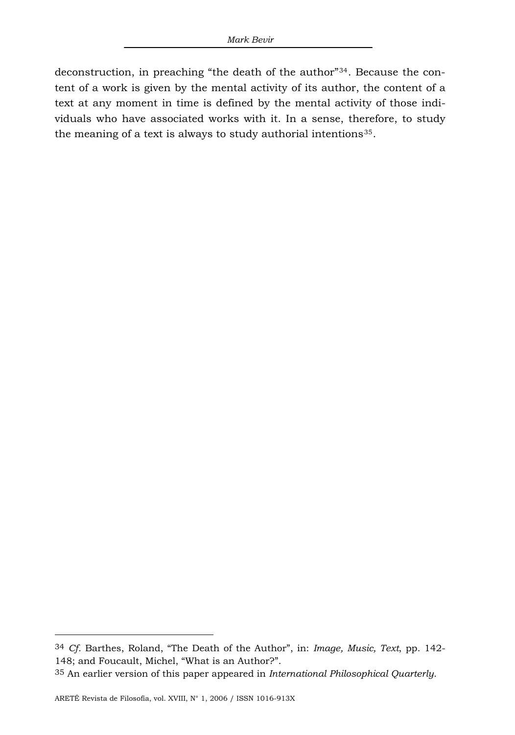deconstruction, in preaching "the death of the author"[34]. Because the content of a work is given by the mental activity of its author, the content of a text at any moment in time is defined by the mental activity of those individuals who have associated works with it. In a sense, therefore, to study the meaning of a text is always to study authorial intentions[35].

---

34 *Cf*. Barthes, Roland, "The Death of the Author", in: *Image, Music, Text*, pp. 142-148; and Foucault, Michel, "What is an Author?".

35 An earlier version of this paper appeared in *International Philosophical Quarterly*.